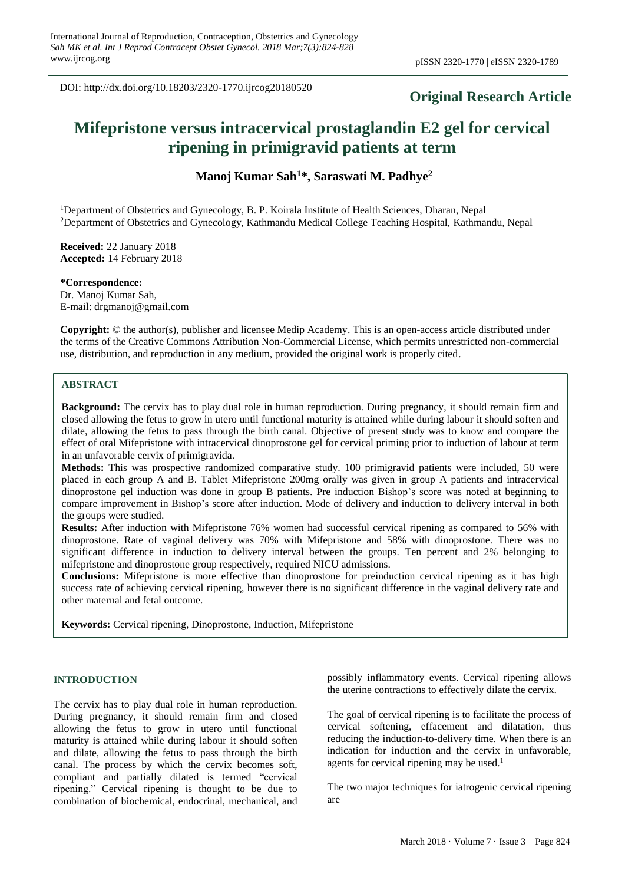DOI: http://dx.doi.org/10.18203/2320-1770.ijrcog20180520

**Original Research Article**

# Mifepristone versus intracervical prostaglandin E2 gel for cervical ripening in primigravid patients at term

**Manoj Kumar Sah[1]*, Saraswati M. Padhye[2]**

[1]Department of Obstetrics and Gynecology, B. P. Koirala Institute of Health Sciences, Dharan, Nepal
[2]Department of Obstetrics and Gynecology, Kathmandu Medical College Teaching Hospital, Kathmandu, Nepal

**Received:** 22 January 2018
**Accepted:** 14 February 2018

**\*Correspondence:**
Dr. Manoj Kumar Sah,
E-mail: drgmanoj@gmail.com

**Copyright:** © the author(s), publisher and licensee Medip Academy. This is an open-access article distributed under the terms of the Creative Commons Attribution Non-Commercial License, which permits unrestricted non-commercial use, distribution, and reproduction in any medium, provided the original work is properly cited.

## ABSTRACT

**Background:** The cervix has to play dual role in human reproduction. During pregnancy, it should remain firm and closed allowing the fetus to grow in utero until functional maturity is attained while during labour it should soften and dilate, allowing the fetus to pass through the birth canal. Objective of present study was to know and compare the effect of oral Mifepristone with intracervical dinoprostone gel for cervical priming prior to induction of labour at term in an unfavorable cervix of primigravida.

**Methods:** This was prospective randomized comparative study. 100 primigravid patients were included, 50 were placed in each group A and B. Tablet Mifepristone 200mg orally was given in group A patients and intracervical dinoprostone gel induction was done in group B patients. Pre induction Bishop's score was noted at beginning to compare improvement in Bishop's score after induction. Mode of delivery and induction to delivery interval in both the groups were studied.

**Results:** After induction with Mifepristone 76% women had successful cervical ripening as compared to 56% with dinoprostone. Rate of vaginal delivery was 70% with Mifepristone and 58% with dinoprostone. There was no significant difference in induction to delivery interval between the groups. Ten percent and 2% belonging to mifepristone and dinoprostone group respectively, required NICU admissions.

**Conclusions:** Mifepristone is more effective than dinoprostone for preinduction cervical ripening as it has high success rate of achieving cervical ripening, however there is no significant difference in the vaginal delivery rate and other maternal and fetal outcome.

**Keywords:** Cervical ripening, Dinoprostone, Induction, Mifepristone

## INTRODUCTION

The cervix has to play dual role in human reproduction. During pregnancy, it should remain firm and closed allowing the fetus to grow in utero until functional maturity is attained while during labour it should soften and dilate, allowing the fetus to pass through the birth canal. The process by which the cervix becomes soft, compliant and partially dilated is termed "cervical ripening." Cervical ripening is thought to be due to combination of biochemical, endocrinal, mechanical, and possibly inflammatory events. Cervical ripening allows the uterine contractions to effectively dilate the cervix.

The goal of cervical ripening is to facilitate the process of cervical softening, effacement and dilatation, thus reducing the induction-to-delivery time. When there is an indication for induction and the cervix in unfavorable, agents for cervical ripening may be used.[1]

The two major techniques for iatrogenic cervical ripening are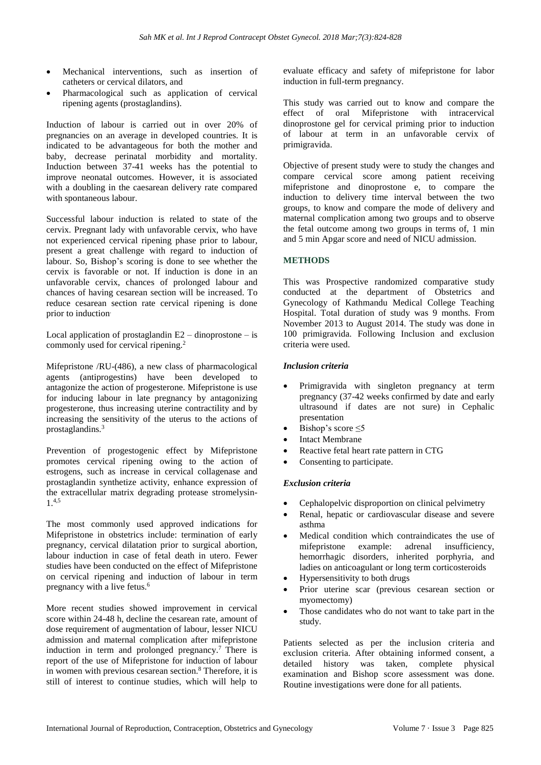- Mechanical interventions, such as insertion of catheters or cervical dilators, and
- Pharmacological such as application of cervical ripening agents (prostaglandins).

Induction of labour is carried out in over 20% of pregnancies on an average in developed countries. It is indicated to be advantageous for both the mother and baby, decrease perinatal morbidity and mortality. Induction between 37-41 weeks has the potential to improve neonatal outcomes. However, it is associated with a doubling in the caesarean delivery rate compared with spontaneous labour.

Successful labour induction is related to state of the cervix. Pregnant lady with unfavorable cervix, who have not experienced cervical ripening phase prior to labour, present a great challenge with regard to induction of labour. So, Bishop's scoring is done to see whether the cervix is favorable or not. If induction is done in an unfavorable cervix, chances of prolonged labour and chances of having cesarean section will be increased. To reduce cesarean section rate cervical ripening is done prior to induction.

Local application of prostaglandin E2 – dinoprostone – is commonly used for cervical ripening.[2]

Mifepristone /RU-(486), a new class of pharmacological agents (antiprogestins) have been developed to antagonize the action of progesterone. Mifepristone is use for inducing labour in late pregnancy by antagonizing progesterone, thus increasing uterine contractility and by increasing the sensitivity of the uterus to the actions of prostaglandins.[3]

Prevention of progestogenic effect by Mifepristone promotes cervical ripening owing to the action of estrogens, such as increase in cervical collagenase and prostaglandin synthetize activity, enhance expression of the extracellular matrix degrading protease stromelysin-1.[4,5]

The most commonly used approved indications for Mifepristone in obstetrics include: termination of early pregnancy, cervical dilatation prior to surgical abortion, labour induction in case of fetal death in utero. Fewer studies have been conducted on the effect of Mifepristone on cervical ripening and induction of labour in term pregnancy with a live fetus.[6]

More recent studies showed improvement in cervical score within 24-48 h, decline the cesarean rate, amount of dose requirement of augmentation of labour, lesser NICU admission and maternal complication after mifepristone induction in term and prolonged pregnancy.[7] There is report of the use of Mifepristone for induction of labour in women with previous cesarean section.[8] Therefore, it is still of interest to continue studies, which will help to evaluate efficacy and safety of mifepristone for labor induction in full-term pregnancy.

This study was carried out to know and compare the effect of oral Mifepristone with intracervical dinoprostone gel for cervical priming prior to induction of labour at term in an unfavorable cervix of primigravida.

Objective of present study were to study the changes and compare cervical score among patient receiving mifepristone and dinoprostone e, to compare the induction to delivery time interval between the two groups, to know and compare the mode of delivery and maternal complication among two groups and to observe the fetal outcome among two groups in terms of, 1 min and 5 min Apgar score and need of NICU admission.

## METHODS

This was Prospective randomized comparative study conducted at the department of Obstetrics and Gynecology of Kathmandu Medical College Teaching Hospital. Total duration of study was 9 months. From November 2013 to August 2014. The study was done in 100 primigravida. Following Inclusion and exclusion criteria were used.

### *Inclusion criteria*

- Primigravida with singleton pregnancy at term pregnancy (37-42 weeks confirmed by date and early ultrasound if dates are not sure) in Cephalic presentation
- Bishop's score ≤5
- Intact Membrane
- Reactive fetal heart rate pattern in CTG
- Consenting to participate.

### *Exclusion criteria*

- Cephalopelvic disproportion on clinical pelvimetry
- Renal, hepatic or cardiovascular disease and severe asthma
- Medical condition which contraindicates the use of mifepristone example: adrenal insufficiency, hemorrhagic disorders, inherited porphyria, and ladies on anticoagulant or long term corticosteroids
- Hypersensitivity to both drugs
- Prior uterine scar (previous cesarean section or myomectomy)
- Those candidates who do not want to take part in the study.

Patients selected as per the inclusion criteria and exclusion criteria. After obtaining informed consent, a detailed history was taken, complete physical examination and Bishop score assessment was done. Routine investigations were done for all patients.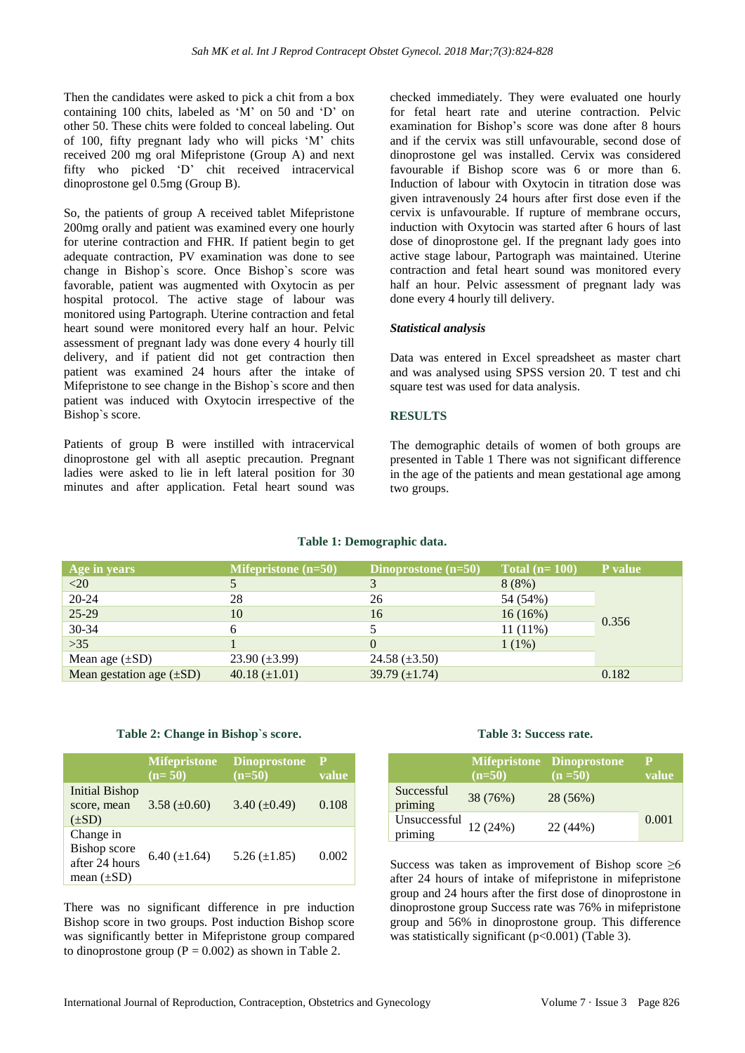Then the candidates were asked to pick a chit from a box containing 100 chits, labeled as 'M' on 50 and 'D' on other 50. These chits were folded to conceal labeling. Out of 100, fifty pregnant lady who will picks 'M' chits received 200 mg oral Mifepristone (Group A) and next fifty who picked 'D' chit received intracervical dinoprostone gel 0.5mg (Group B).

So, the patients of group A received tablet Mifepristone 200mg orally and patient was examined every one hourly for uterine contraction and FHR. If patient begin to get adequate contraction, PV examination was done to see change in Bishop`s score. Once Bishop`s score was favorable, patient was augmented with Oxytocin as per hospital protocol. The active stage of labour was monitored using Partograph. Uterine contraction and fetal heart sound were monitored every half an hour. Pelvic assessment of pregnant lady was done every 4 hourly till delivery, and if patient did not get contraction then patient was examined 24 hours after the intake of Mifepristone to see change in the Bishop`s score and then patient was induced with Oxytocin irrespective of the Bishop`s score.

Patients of group B were instilled with intracervical dinoprostone gel with all aseptic precaution. Pregnant ladies were asked to lie in left lateral position for 30 minutes and after application. Fetal heart sound was checked immediately. They were evaluated one hourly for fetal heart rate and uterine contraction. Pelvic examination for Bishop's score was done after 8 hours and if the cervix was still unfavourable, second dose of dinoprostone gel was installed. Cervix was considered favourable if Bishop score was 6 or more than 6. Induction of labour with Oxytocin in titration dose was given intravenously 24 hours after first dose even if the cervix is unfavourable. If rupture of membrane occurs, induction with Oxytocin was started after 6 hours of last dose of dinoprostone gel. If the pregnant lady goes into active stage labour, Partograph was maintained. Uterine contraction and fetal heart sound was monitored every half an hour. Pelvic assessment of pregnant lady was done every 4 hourly till delivery.

### *Statistical analysis*

Data was entered in Excel spreadsheet as master chart and was analysed using SPSS version 20. T test and chi square test was used for data analysis.

## RESULTS

The demographic details of women of both groups are presented in Table 1 There was not significant difference in the age of the patients and mean gestational age among two groups.

**Table 1: Demographic data.**

| Age in years | Mifepristone (n=50) | Dinoprostone (n=50) | Total (n= 100) | P value |
|---|---|---|---|---|
| <20 | 5 | 3 | 8 (8%) | 0.356 |
| 20-24 | 28 | 26 | 54 (54%) | |
| 25-29 | 10 | 16 | 16 (16%) | |
| 30-34 | 6 | 5 | 11 (11%) | |
| >35 | 1 | 0 | 1 (1%) | |
| Mean age (±SD) | 23.90 (±3.99) | 24.58 (±3.50) | | |
| Mean gestation age (±SD) | 40.18 (±1.01) | 39.79 (±1.74) | | 0.182 |

**Table 2: Change in Bishop`s score.**

| | Mifepristone (n= 50) | Dinoprostone (n=50) | P value |
|---|---|---|---|
| Initial Bishop score, mean (±SD) | 3.58 (±0.60) | 3.40 (±0.49) | 0.108 |
| Change in Bishop score after 24 hours mean (±SD) | 6.40 (±1.64) | 5.26 (±1.85) | 0.002 |

There was no significant difference in pre induction Bishop score in two groups. Post induction Bishop score was significantly better in Mifepristone group compared to dinoprostone group (P = 0.002) as shown in Table 2.

**Table 3: Success rate.**

| | Mifepristone (n=50) | Dinoprostone (n =50) | P value |
|---|---|---|---|
| Successful priming | 38 (76%) | 28 (56%) | 0.001 |
| Unsuccessful priming | 12 (24%) | 22 (44%) | |

Success was taken as improvement of Bishop score ≥6 after 24 hours of intake of mifepristone in mifepristone group and 24 hours after the first dose of dinoprostone in dinoprostone group Success rate was 76% in mifepristone group and 56% in dinoprostone group. This difference was statistically significant (p<0.001) (Table 3).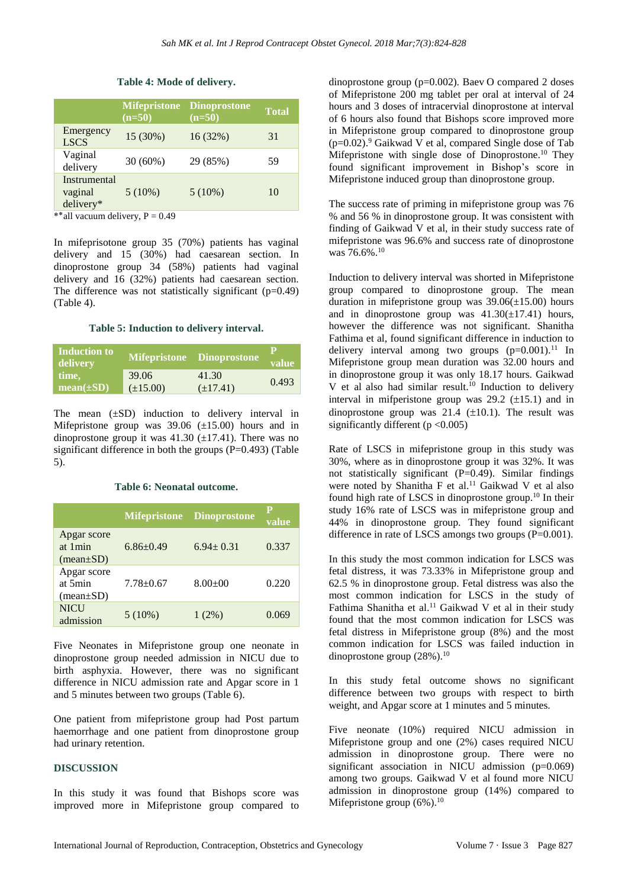**Table 4: Mode of delivery.**

| | Mifepristone (n=50) | Dinoprostone (n=50) | Total |
|---|---|---|---|
| Emergency LSCS | 15 (30%) | 16 (32%) | 31 |
| Vaginal delivery | 30 (60%) | 29 (85%) | 59 |
| Instrumental vaginal delivery* | 5 (10%) | 5 (10%) | 10 |

**all vacuum delivery, P = 0.49

In mifeprisotone group 35 (70%) patients has vaginal delivery and 15 (30%) had caesarean section. In dinoprostone group 34 (58%) patients had vaginal delivery and 16 (32%) patients had caesarean section. The difference was not statistically significant (p=0.49) (Table 4).

**Table 5: Induction to delivery interval.**

| Induction to delivery time, mean(±SD) | Mifepristone | Dinoprostone | P value |
|---|---|---|---|
| | 39.06 (±15.00) | 41.30 (±17.41) | 0.493 |

The mean (±SD) induction to delivery interval in Mifepristone group was 39.06 (±15.00) hours and in dinoprostone group it was 41.30 (±17.41). There was no significant difference in both the groups (P=0.493) (Table 5).

**Table 6: Neonatal outcome.**

| | Mifepristone | Dinoprostone | P value |
|---|---|---|---|
| Apgar score at 1min (mean±SD) | 6.86±0.49 | 6.94± 0.31 | 0.337 |
| Apgar score at 5min (mean±SD) | 7.78±0.67 | 8.00±00 | 0.220 |
| NICU admission | 5 (10%) | 1 (2%) | 0.069 |

Five Neonates in Mifepristone group one neonate in dinoprostone group needed admission in NICU due to birth asphyxia. However, there was no significant difference in NICU admission rate and Apgar score in 1 and 5 minutes between two groups (Table 6).

One patient from mifepristone group had Post partum haemorrhage and one patient from dinoprostone group had urinary retention.

## DISCUSSION

In this study it was found that Bishops score was improved more in Mifepristone group compared to dinoprostone group (p=0.002). Baev O compared 2 doses of Mifepristone 200 mg tablet per oral at interval of 24 hours and 3 doses of intracervial dinoprostone at interval of 6 hours also found that Bishops score improved more in Mifepristone group compared to dinoprostone group (p=0.02).[9] Gaikwad V et al, compared Single dose of Tab Mifepristone with single dose of Dinoprostone.[10] They found significant improvement in Bishop's score in Mifepristone induced group than dinoprostone group.

The success rate of priming in mifepristone group was 76 % and 56 % in dinoprostone group. It was consistent with finding of Gaikwad V et al, in their study success rate of mifepristone was 96.6% and success rate of dinoprostone was 76.6%.[10]

Induction to delivery interval was shorted in Mifepristone group compared to dinoprostone group. The mean duration in mifepristone group was 39.06(±15.00) hours and in dinoprostone group was 41.30(±17.41) hours, however the difference was not significant. Shanitha Fathima et al, found significant difference in induction to delivery interval among two groups (p=0.001).[11] In Mifepristone group mean duration was 32.00 hours and in dinoprostone group it was only 18.17 hours. Gaikwad V et al also had similar result.[10] Induction to delivery interval in mifperistone group was 29.2 (±15.1) and in dinoprostone group was 21.4 (±10.1). The result was significantly different (p <0.005)

Rate of LSCS in mifepristone group in this study was 30%, where as in dinoprostone group it was 32%. It was not statistically significant (P=0.49). Similar findings were noted by Shanitha F et al.[11] Gaikwad V et al also found high rate of LSCS in dinoprostone group.[10] In their study 16% rate of LSCS was in mifepristone group and 44% in dinoprostone group. They found significant difference in rate of LSCS amongs two groups (P=0.001).

In this study the most common indication for LSCS was fetal distress, it was 73.33% in Mifepristone group and 62.5 % in dinoprostone group. Fetal distress was also the most common indication for LSCS in the study of Fathima Shanitha et al.[11] Gaikwad V et al in their study found that the most common indication for LSCS was fetal distress in Mifepristone group (8%) and the most common indication for LSCS was failed induction in dinoprostone group (28%).[10]

In this study fetal outcome shows no significant difference between two groups with respect to birth weight, and Apgar score at 1 minutes and 5 minutes.

Five neonate (10%) required NICU admission in Mifepristone group and one (2%) cases required NICU admission in dinoprostone group. There were no significant association in NICU admission (p=0.069) among two groups. Gaikwad V et al found more NICU admission in dinoprostone group (14%) compared to Mifepristone group (6%).[10]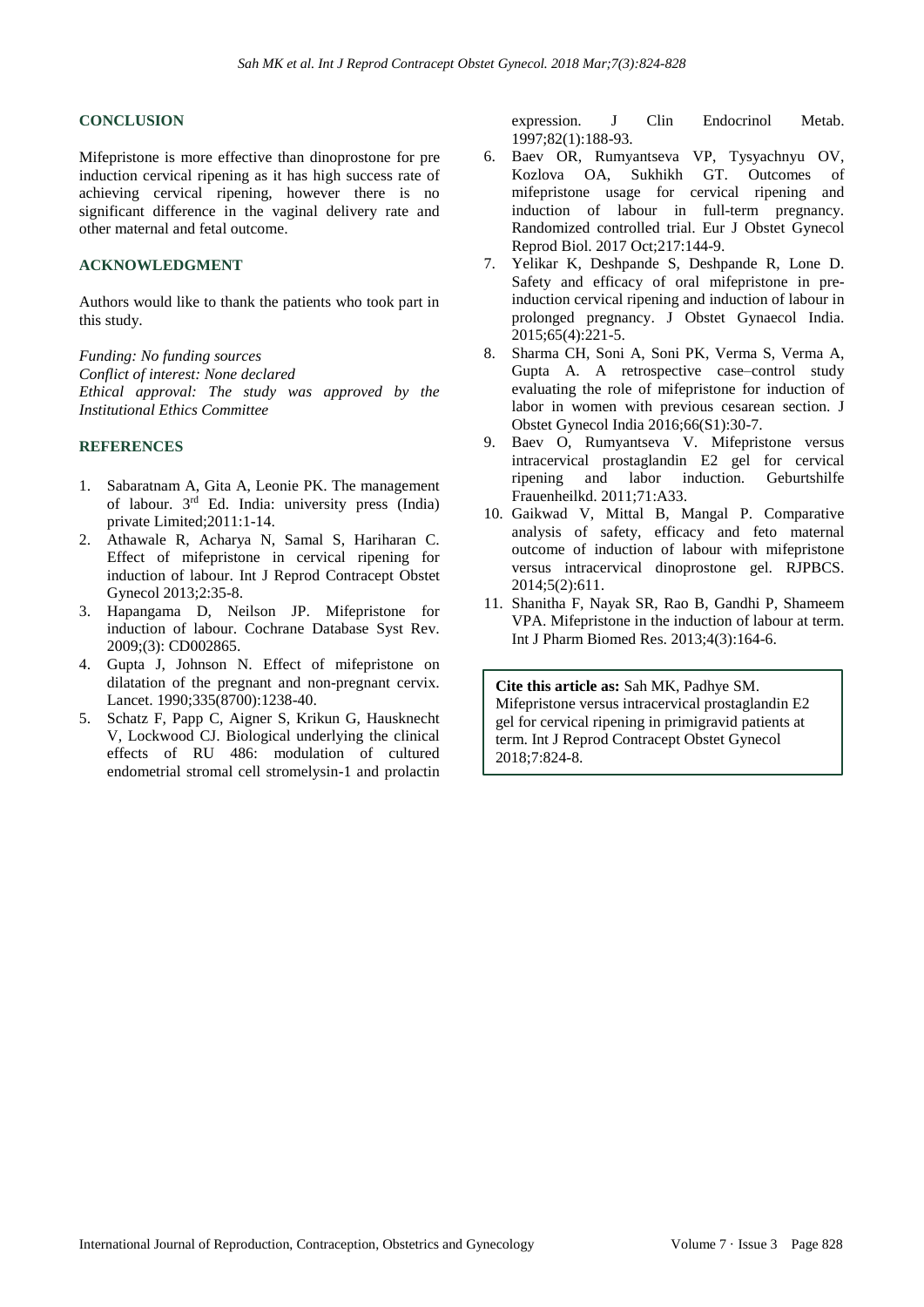## CONCLUSION

Mifepristone is more effective than dinoprostone for pre induction cervical ripening as it has high success rate of achieving cervical ripening, however there is no significant difference in the vaginal delivery rate and other maternal and fetal outcome.

## ACKNOWLEDGMENT

Authors would like to thank the patients who took part in this study.

*Funding: No funding sources*
*Conflict of interest: None declared*
*Ethical approval: The study was approved by the Institutional Ethics Committee*

## REFERENCES

1. Sabaratnam A, Gita A, Leonie PK. The management of labour. 3rd Ed. India: university press (India) private Limited;2011:1-14.
2. Athawale R, Acharya N, Samal S, Hariharan C. Effect of mifepristone in cervical ripening for induction of labour. Int J Reprod Contracept Obstet Gynecol 2013;2:35-8.
3. Hapangama D, Neilson JP. Mifepristone for induction of labour. Cochrane Database Syst Rev. 2009;(3): CD002865.
4. Gupta J, Johnson N. Effect of mifepristone on dilatation of the pregnant and non-pregnant cervix. Lancet. 1990;335(8700):1238-40.
5. Schatz F, Papp C, Aigner S, Krikun G, Hausknecht V, Lockwood CJ. Biological underlying the clinical effects of RU 486: modulation of cultured endometrial stromal cell stromelysin-1 and prolactin expression. J Clin Endocrinol Metab. 1997;82(1):188-93.
6. Baev OR, Rumyantseva VP, Tysyachnyu OV, Kozlova OA, Sukhikh GT. Outcomes of mifepristone usage for cervical ripening and induction of labour in full-term pregnancy. Randomized controlled trial. Eur J Obstet Gynecol Reprod Biol. 2017 Oct;217:144-9.
7. Yelikar K, Deshpande S, Deshpande R, Lone D. Safety and efficacy of oral mifepristone in pre-induction cervical ripening and induction of labour in prolonged pregnancy. J Obstet Gynaecol India. 2015;65(4):221-5.
8. Sharma CH, Soni A, Soni PK, Verma S, Verma A, Gupta A. A retrospective case–control study evaluating the role of mifepristone for induction of labor in women with previous cesarean section. J Obstet Gynecol India 2016;66(S1):30-7.
9. Baev O, Rumyantseva V. Mifepristone versus intracervical prostaglandin E2 gel for cervical ripening and labor induction. Geburtshilfe Frauenheilkd. 2011;71:A33.
10. Gaikwad V, Mittal B, Mangal P. Comparative analysis of safety, efficacy and feto maternal outcome of induction of labour with mifepristone versus intracervical dinoprostone gel. RJPBCS. 2014;5(2):611.
11. Shanitha F, Nayak SR, Rao B, Gandhi P, Shameem VPA. Mifepristone in the induction of labour at term. Int J Pharm Biomed Res. 2013;4(3):164-6.

**Cite this article as:** Sah MK, Padhye SM. Mifepristone versus intracervical prostaglandin E2 gel for cervical ripening in primigravid patients at term. Int J Reprod Contracept Obstet Gynecol 2018;7:824-8.